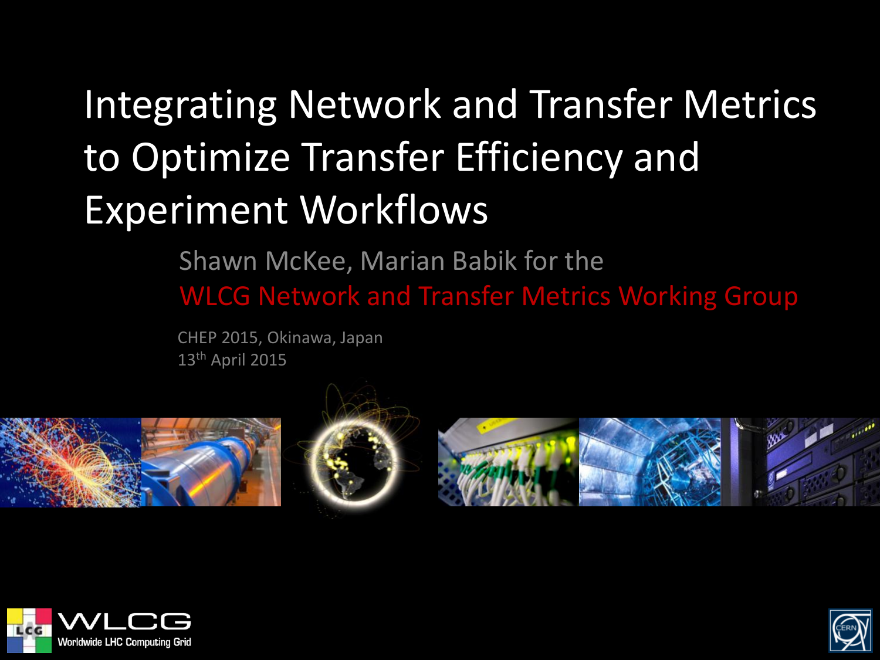# Integrating Network and Transfer Metrics to Optimize Transfer Efficiency and Experiment Workflows

Shawn McKee, Marian Babik for the

WLCG Network and Transfer Metrics Working Group

CHEP 2015, Okinawa, Japan

13th April 2015

WLCG Worldwide LHC Computing Grid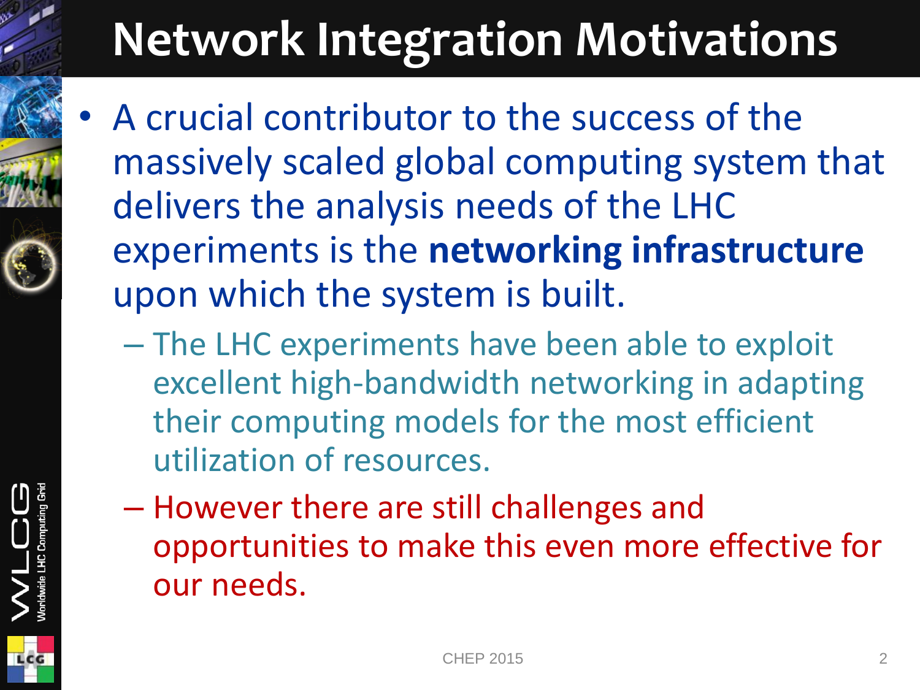# Network Integration Motivations

- A crucial contributor to the success of the massively scaled global computing system that delivers the analysis needs of the LHC experiments is the **networking infrastructure** upon which the system is built.
  - The LHC experiments have been able to exploit excellent high-bandwidth networking in adapting their computing models for the most efficient utilization of resources.
  - However there are still challenges and opportunities to make this even more effective for our needs.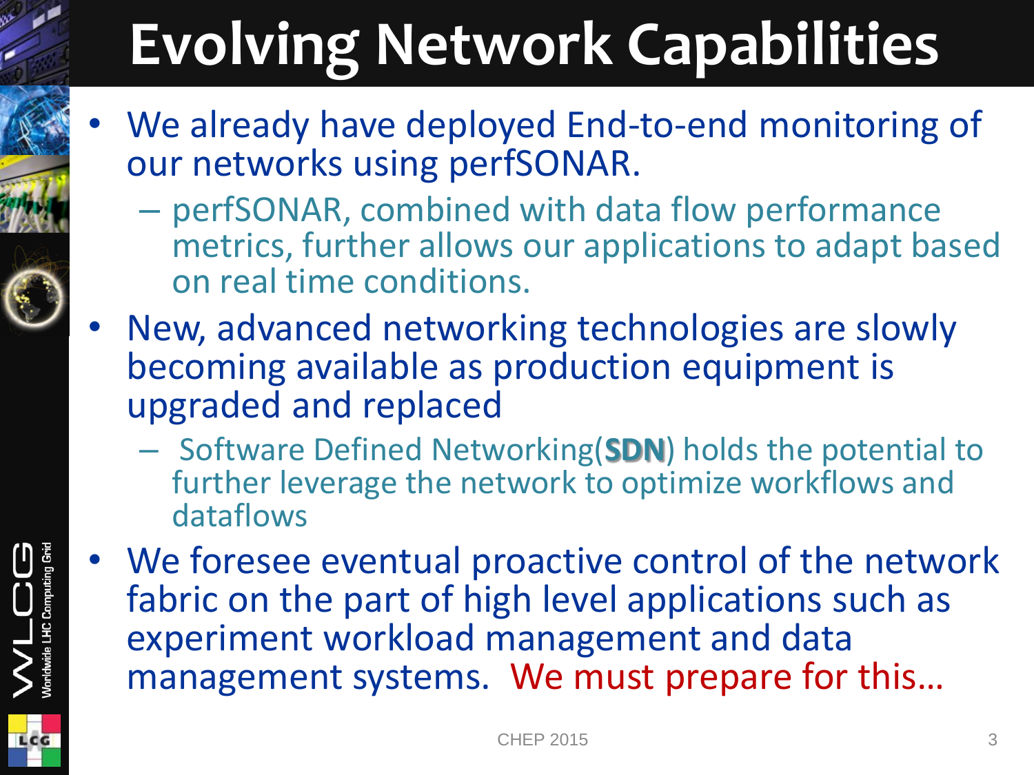# Evolving Network Capabilities

- We already have deployed End-to-end monitoring of our networks using perfSONAR.
  - perfSONAR, combined with data flow performance metrics, further allows our applications to adapt based on real time conditions.
- New, advanced networking technologies are slowly becoming available as production equipment is upgraded and replaced
  - Software Defined Networking(**SDN**) holds the potential to further leverage the network to optimize workflows and dataflows
- We foresee eventual proactive control of the network fabric on the part of high level applications such as experiment workload management and data management systems. We must prepare for this…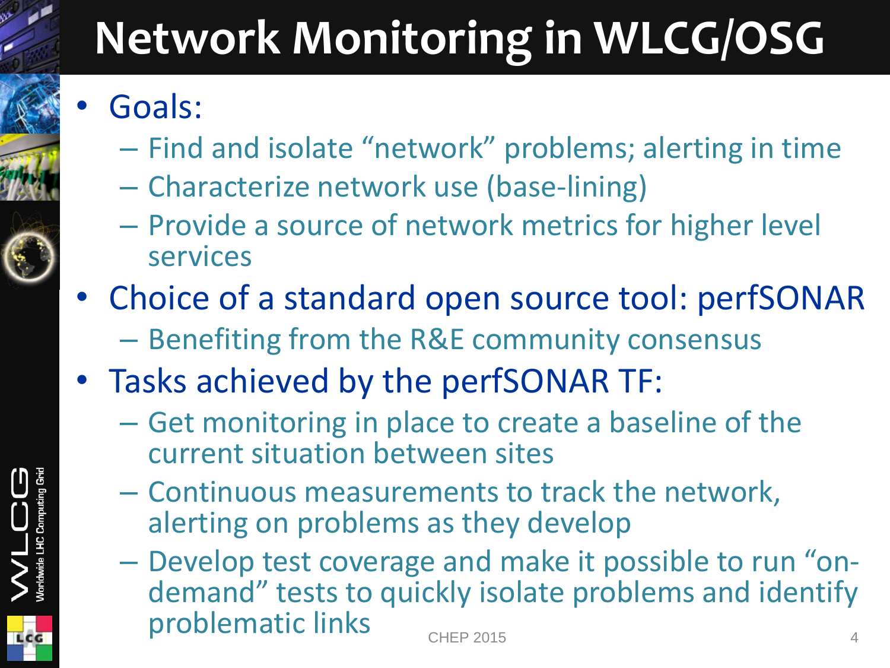# Network Monitoring in WLCG/OSG

- Goals:
  - Find and isolate "network" problems; alerting in time
  - Characterize network use (base-lining)
  - Provide a source of network metrics for higher level services
- Choice of a standard open source tool: perfSONAR
  - Benefiting from the R&E community consensus
- Tasks achieved by the perfSONAR TF:
  - Get monitoring in place to create a baseline of the current situation between sites
  - Continuous measurements to track the network, alerting on problems as they develop
  - Develop test coverage and make it possible to run "on-demand" tests to quickly isolate problems and identify problematic links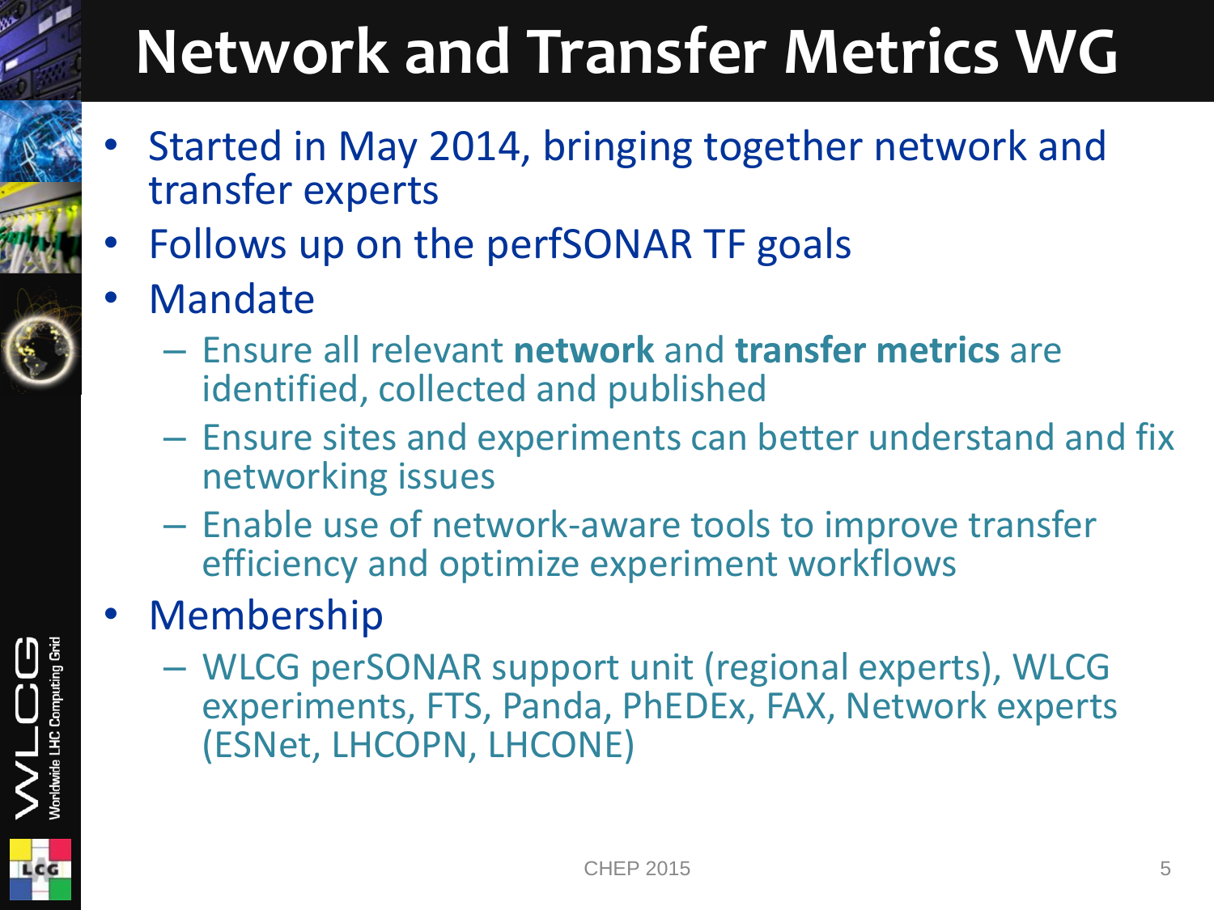# Network and Transfer Metrics WG

- Started in May 2014, bringing together network and transfer experts
- Follows up on the perfSONAR TF goals
- Mandate
  - Ensure all relevant **network** and **transfer metrics** are identified, collected and published
  - Ensure sites and experiments can better understand and fix networking issues
  - Enable use of network-aware tools to improve transfer efficiency and optimize experiment workflows
- Membership
  - WLCG perSONAR support unit (regional experts), WLCG experiments, FTS, Panda, PhEDEx, FAX, Network experts (ESNet, LHCOPN, LHCONE)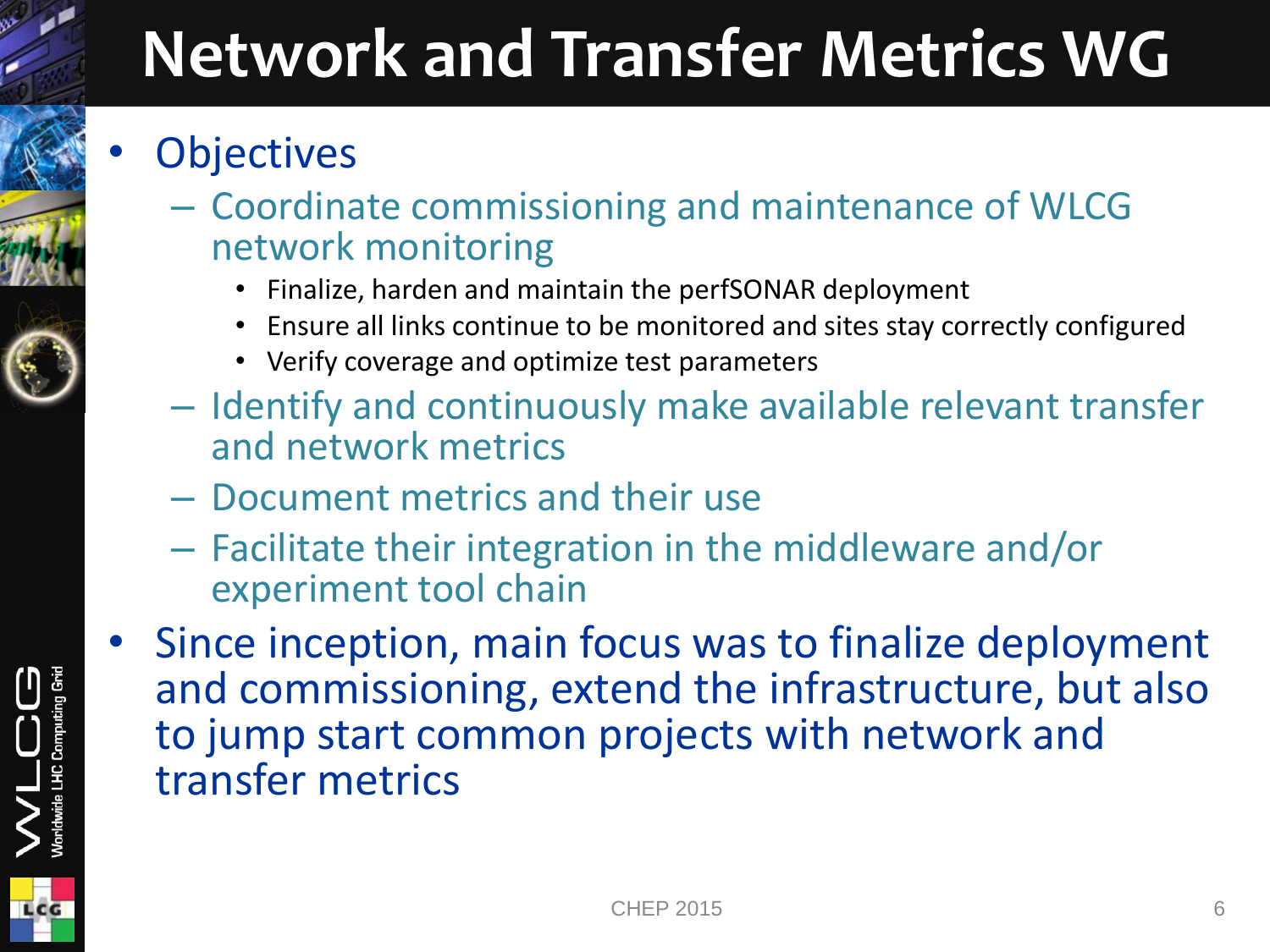# Network and Transfer Metrics WG

- Objectives
  - Coordinate commissioning and maintenance of WLCG network monitoring
    - Finalize, harden and maintain the perfSONAR deployment
    - Ensure all links continue to be monitored and sites stay correctly configured
    - Verify coverage and optimize test parameters
  - Identify and continuously make available relevant transfer and network metrics
  - Document metrics and their use
  - Facilitate their integration in the middleware and/or experiment tool chain
- Since inception, main focus was to finalize deployment and commissioning, extend the infrastructure, but also to jump start common projects with network and transfer metrics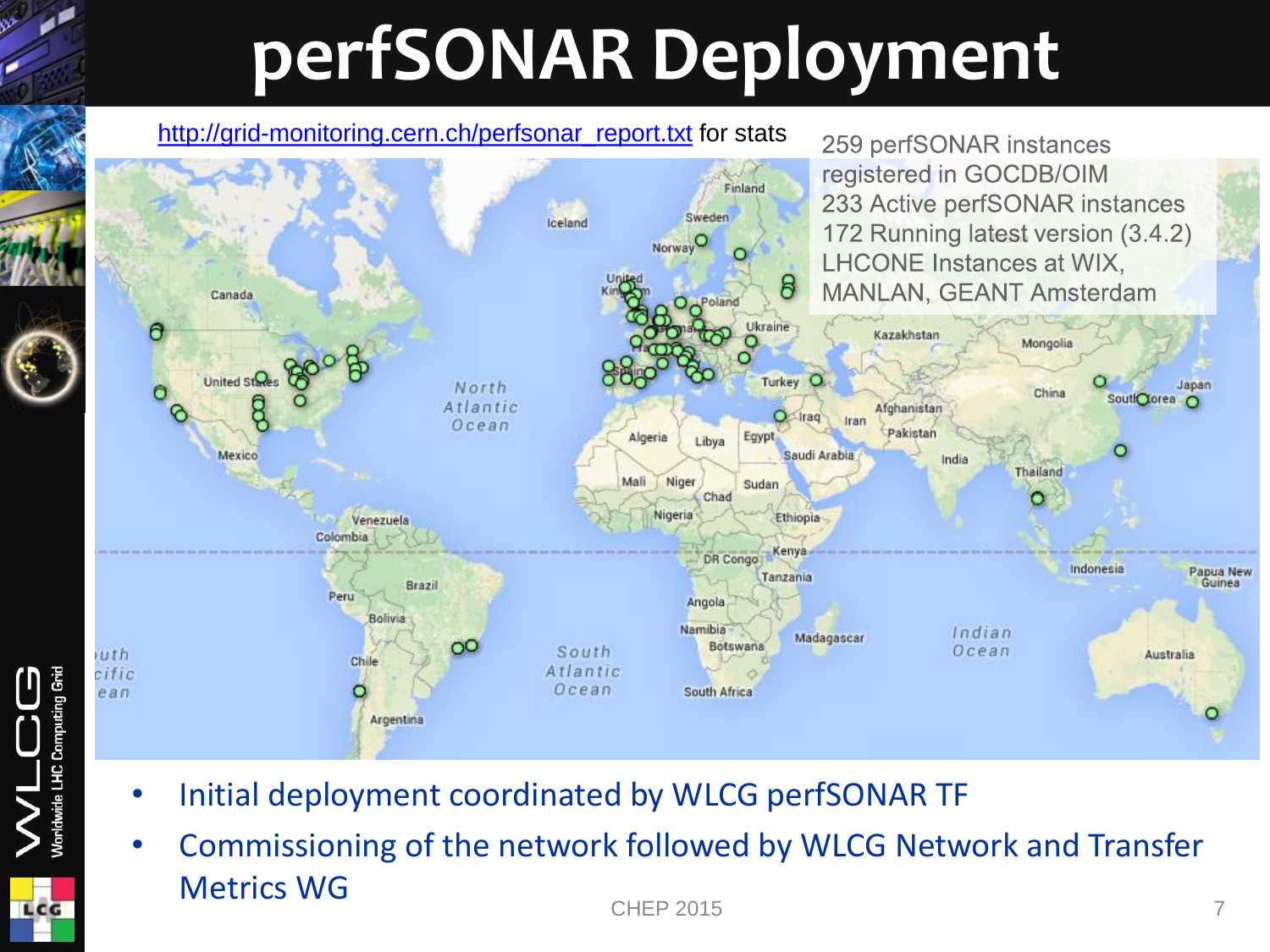# perfSONAR Deployment

http://grid-monitoring.cern.ch/perfsonar_report.txt for stats

259 perfSONAR instances registered in GOCDB/OIM
233 Active perfSONAR instances
172 Running latest version (3.4.2)
LHCONE Instances at WIX, MANLAN, GEANT Amsterdam

- Initial deployment coordinated by WLCG perfSONAR TF
- Commissioning of the network followed by WLCG Network and Transfer Metrics WG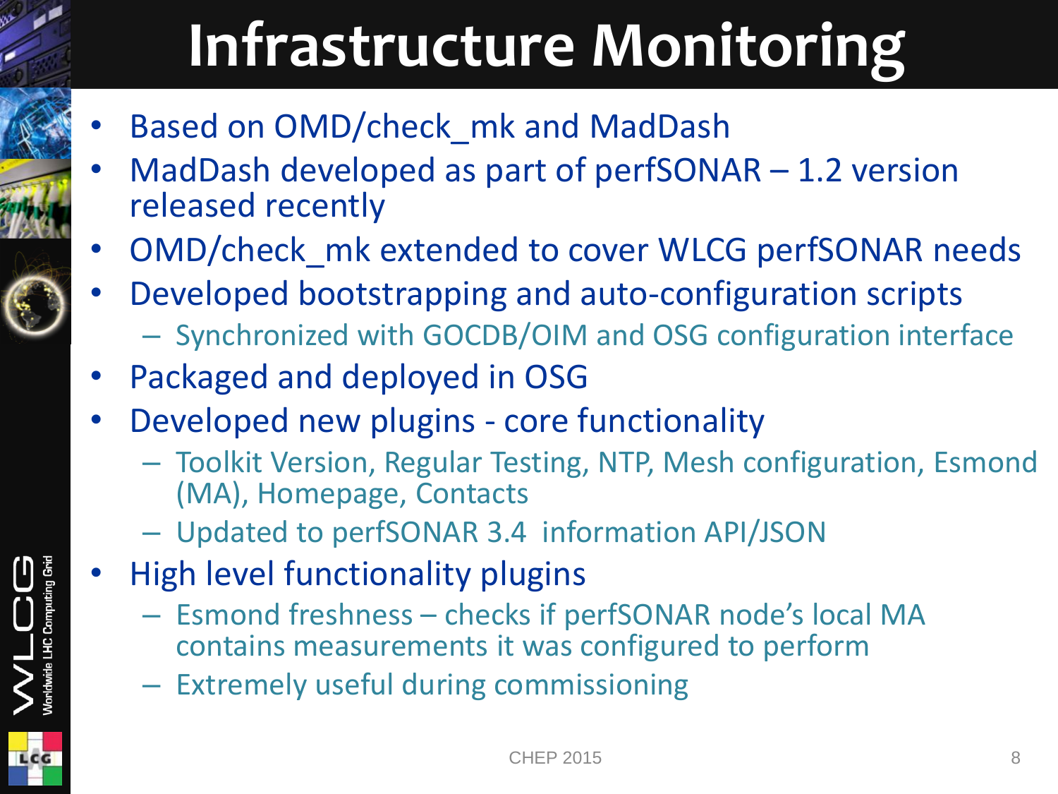# Infrastructure Monitoring

- Based on OMD/check_mk and MadDash
- MadDash developed as part of perfSONAR – 1.2 version released recently
- OMD/check_mk extended to cover WLCG perfSONAR needs
- Developed bootstrapping and auto-configuration scripts
  - Synchronized with GOCDB/OIM and OSG configuration interface
- Packaged and deployed in OSG
- Developed new plugins - core functionality
  - Toolkit Version, Regular Testing, NTP, Mesh configuration, Esmond (MA), Homepage, Contacts
  - Updated to perfSONAR 3.4 information API/JSON
- High level functionality plugins
  - Esmond freshness – checks if perfSONAR node's local MA contains measurements it was configured to perform
  - Extremely useful during commissioning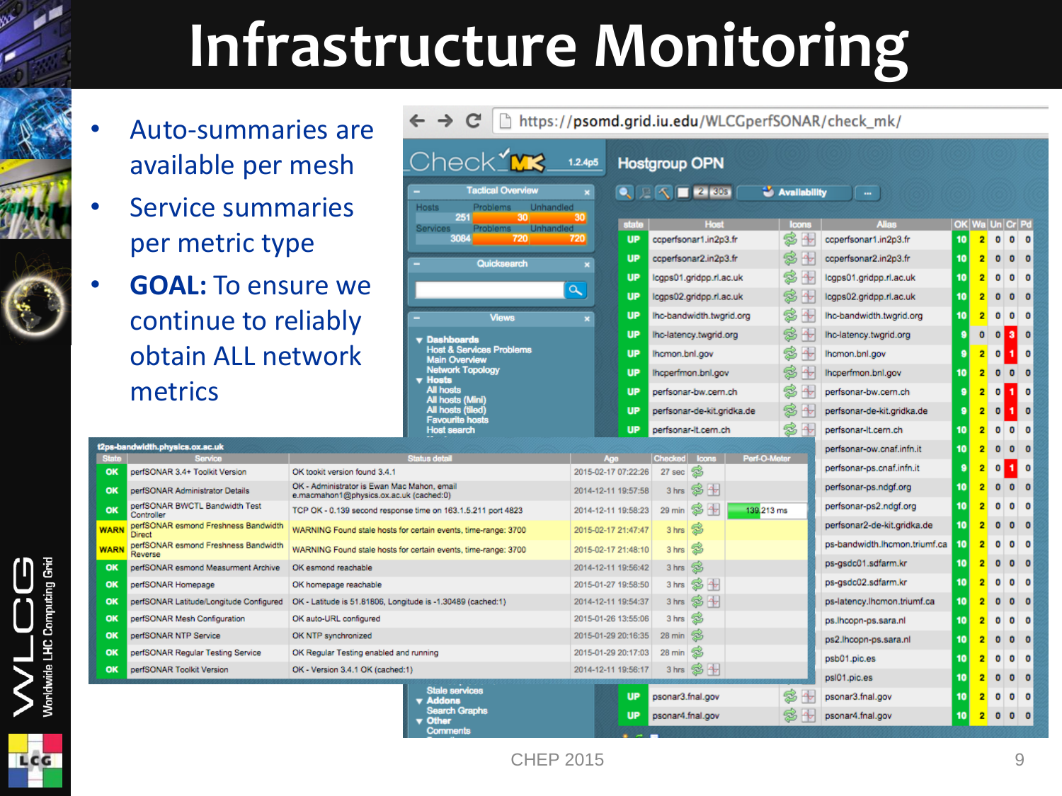# Infrastructure Monitoring

- Auto-summaries are available per mesh
- Service summaries per metric type
- **GOAL:** To ensure we continue to reliably obtain ALL network metrics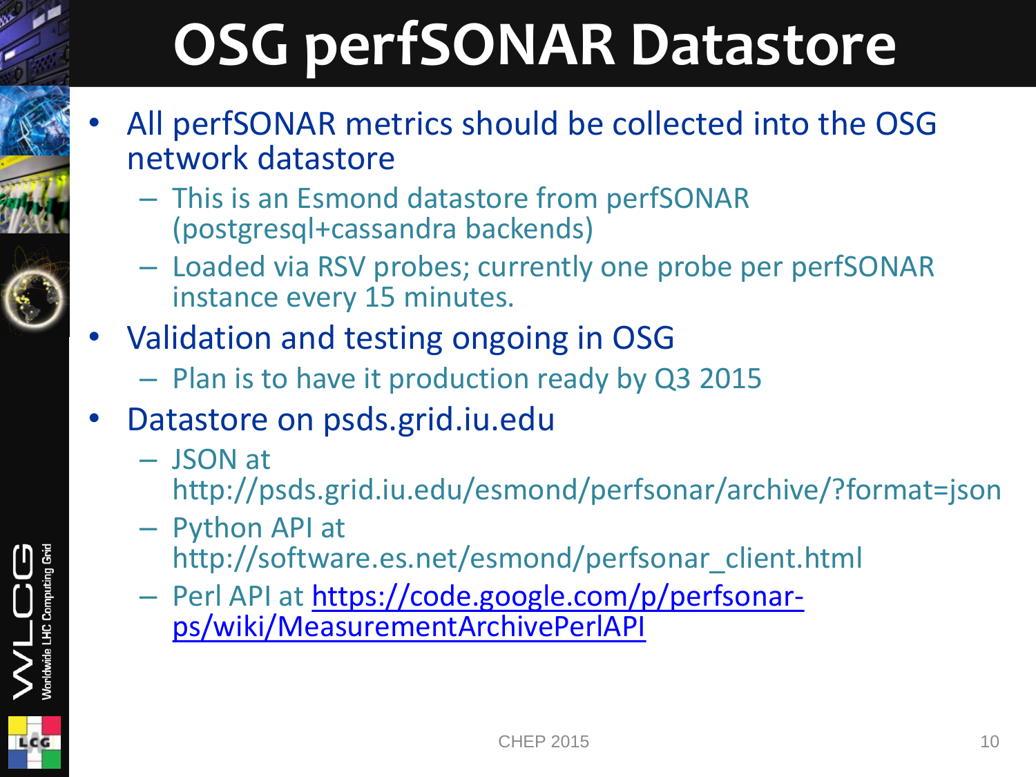# OSG perfSONAR Datastore

- All perfSONAR metrics should be collected into the OSG network datastore
  - This is an Esmond datastore from perfSONAR (postgresql+cassandra backends)
  - Loaded via RSV probes; currently one probe per perfSONAR instance every 15 minutes.
- Validation and testing ongoing in OSG
  - Plan is to have it production ready by Q3 2015
- Datastore on psds.grid.iu.edu
  - JSON at http://psds.grid.iu.edu/esmond/perfsonar/archive/?format=json
  - Python API at http://software.es.net/esmond/perfsonar_client.html
  - Perl API at [https://code.google.com/p/perfsonar-ps/wiki/MeasurementArchivePerlAPI](https://code.google.com/p/perfsonar-ps/wiki/MeasurementArchivePerlAPI)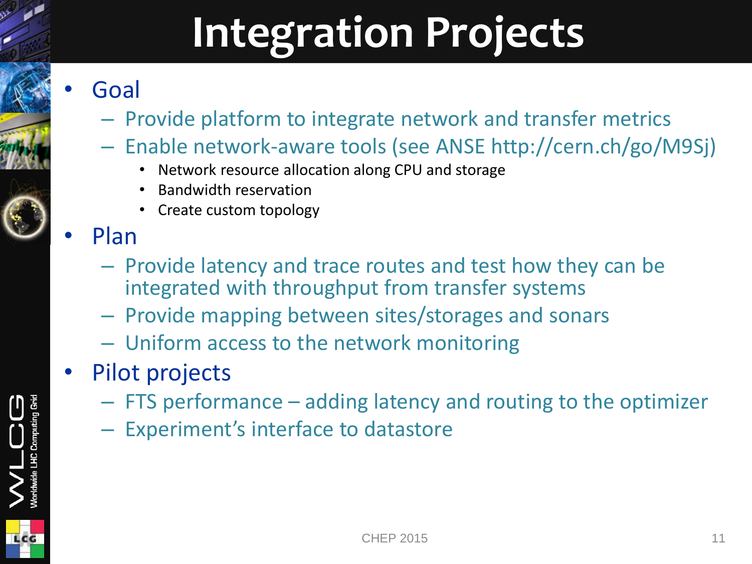# Integration Projects

- Goal
  - Provide platform to integrate network and transfer metrics
  - Enable network-aware tools (see ANSE http://cern.ch/go/M9Sj)
    - Network resource allocation along CPU and storage
    - Bandwidth reservation
    - Create custom topology
- Plan
  - Provide latency and trace routes and test how they can be integrated with throughput from transfer systems
  - Provide mapping between sites/storages and sonars
  - Uniform access to the network monitoring
- Pilot projects
  - FTS performance – adding latency and routing to the optimizer
  - Experiment's interface to datastore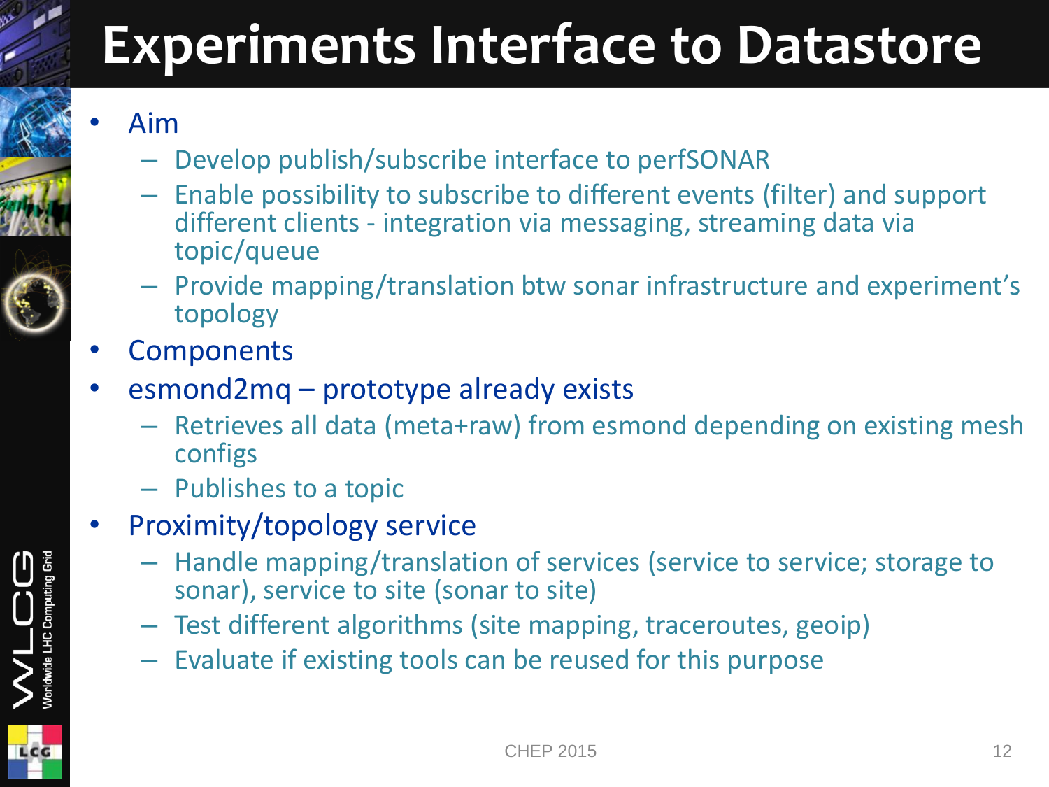# Experiments Interface to Datastore

- Aim
  - Develop publish/subscribe interface to perfSONAR
  - Enable possibility to subscribe to different events (filter) and support different clients - integration via messaging, streaming data via topic/queue
  - Provide mapping/translation btw sonar infrastructure and experiment's topology
- Components
- esmond2mq – prototype already exists
  - Retrieves all data (meta+raw) from esmond depending on existing mesh configs
  - Publishes to a topic
- Proximity/topology service
  - Handle mapping/translation of services (service to service; storage to sonar), service to site (sonar to site)
  - Test different algorithms (site mapping, traceroutes, geoip)
  - Evaluate if existing tools can be reused for this purpose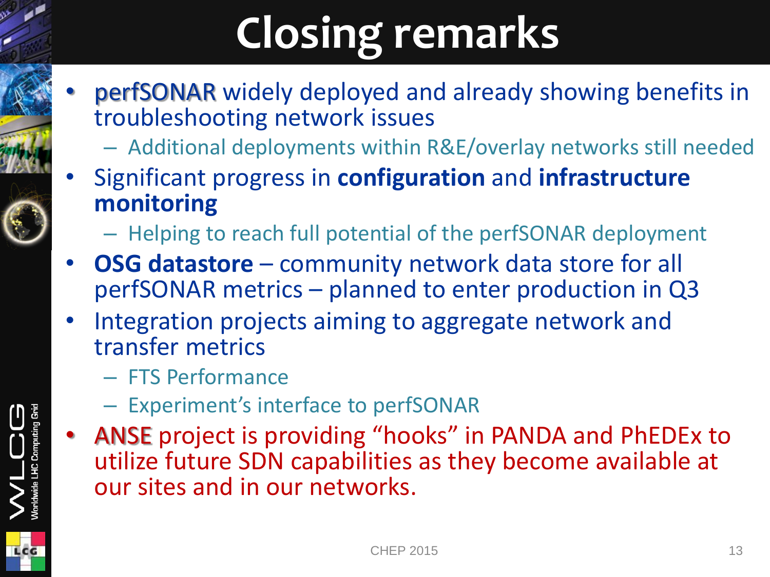# Closing remarks

- perfSONAR widely deployed and already showing benefits in troubleshooting network issues
  - Additional deployments within R&E/overlay networks still needed
- Significant progress in **configuration** and **infrastructure monitoring**
  - Helping to reach full potential of the perfSONAR deployment
- **OSG datastore** – community network data store for all perfSONAR metrics – planned to enter production in Q3
- Integration projects aiming to aggregate network and transfer metrics
  - FTS Performance
  - Experiment's interface to perfSONAR
- ANSE project is providing "hooks" in PANDA and PhEDEx to utilize future SDN capabilities as they become available at our sites and in our networks.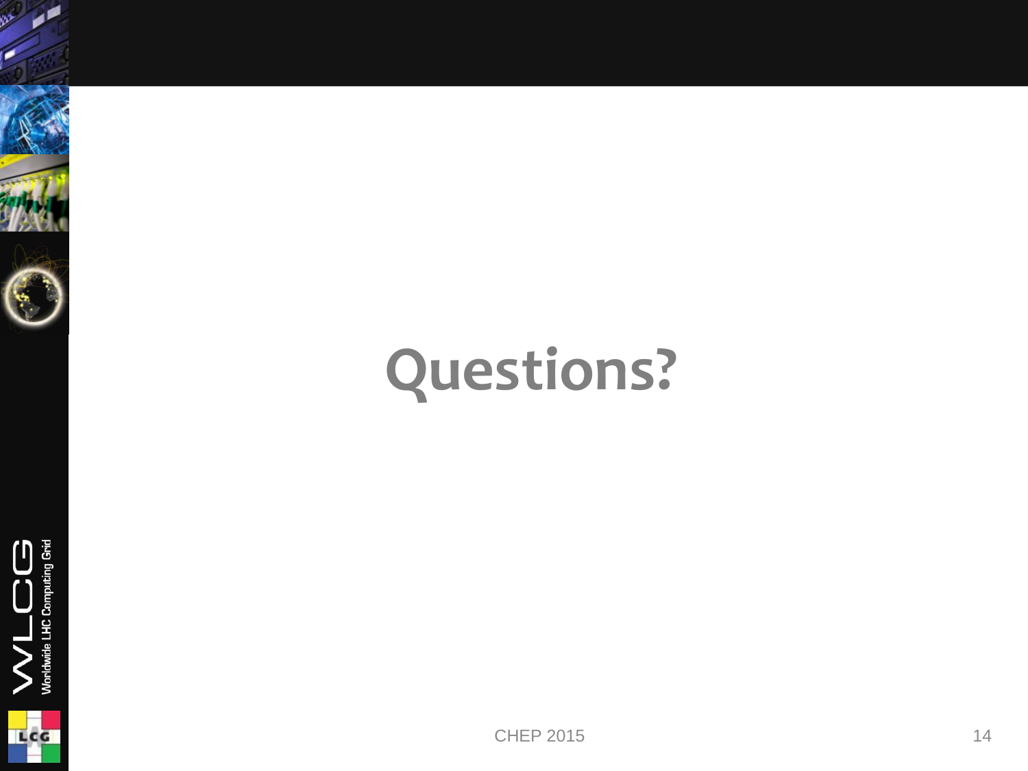# Questions?